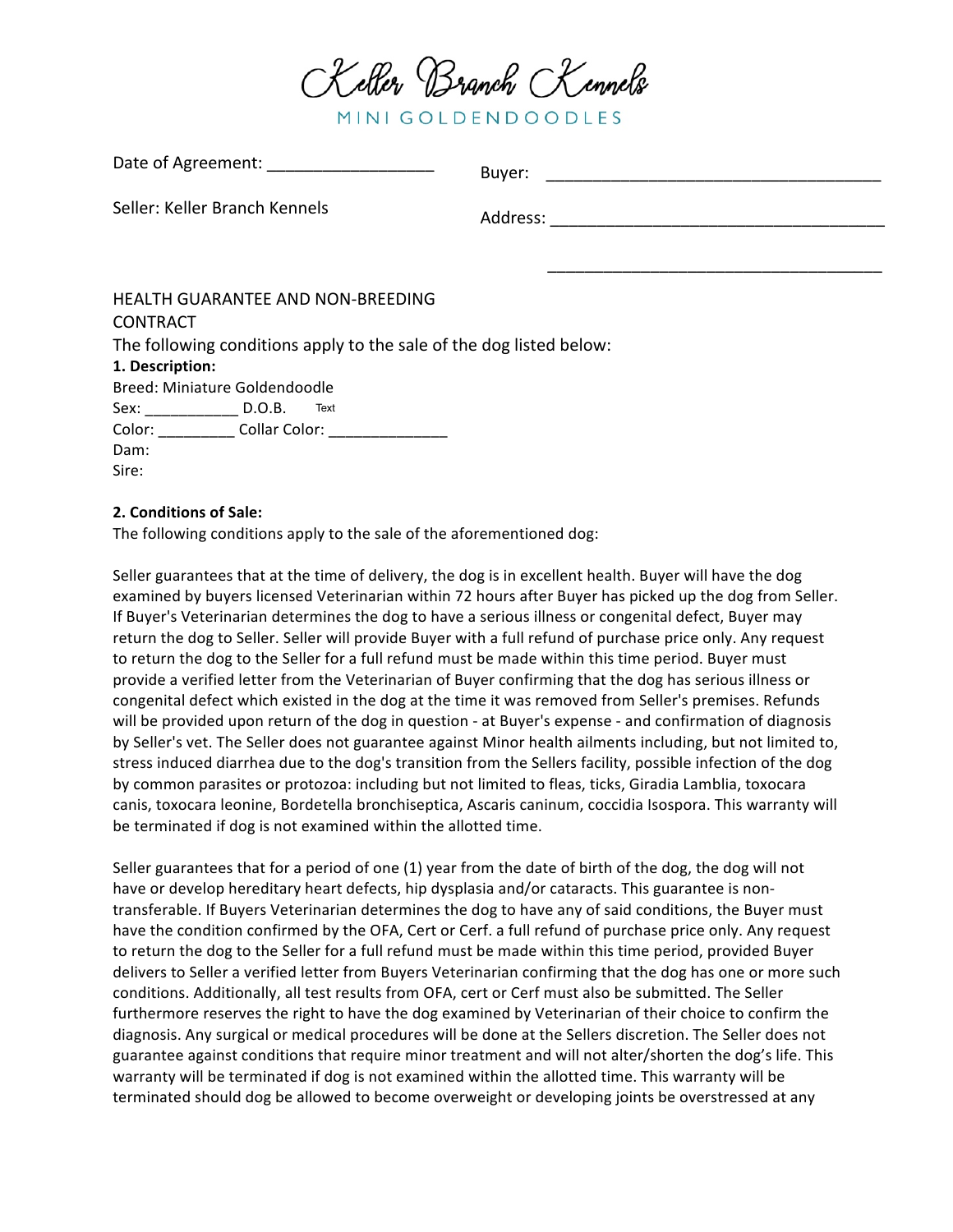# Keller Branch Kennels

MINI GOLDENDOODLES

Date of Agreement: __________________

Seller: Keller Branch Kennels

Buyer: ____________________________________

Address: ____________________________________

____________________________________

HEALTH GUARANTEE AND NON-BREEDING CONTRACT

The following conditions apply to the sale of the dog listed below:

**1. Description:**

Breed: Miniature Goldendoodle

Sex: ___________ D.O.B. Text

Color: _________ Collar Color: ______________

Dam:

Sire:

**2. Conditions of Sale:**

The following conditions apply to the sale of the aforementioned dog:

Seller guarantees that at the time of delivery, the dog is in excellent health. Buyer will have the dog examined by buyers licensed Veterinarian within 72 hours after Buyer has picked up the dog from Seller. If Buyer's Veterinarian determines the dog to have a serious illness or congenital defect, Buyer may return the dog to Seller. Seller will provide Buyer with a full refund of purchase price only. Any request to return the dog to the Seller for a full refund must be made within this time period. Buyer must provide a verified letter from the Veterinarian of Buyer confirming that the dog has serious illness or congenital defect which existed in the dog at the time it was removed from Seller's premises. Refunds will be provided upon return of the dog in question - at Buyer's expense - and confirmation of diagnosis by Seller's vet. The Seller does not guarantee against Minor health ailments including, but not limited to, stress induced diarrhea due to the dog's transition from the Sellers facility, possible infection of the dog by common parasites or protozoa: including but not limited to fleas, ticks, Giradia Lamblia, toxocara canis, toxocara leonine, Bordetella bronchiseptica, Ascaris caninum, coccidia Isospora. This warranty will be terminated if dog is not examined within the allotted time.

Seller guarantees that for a period of one (1) year from the date of birth of the dog, the dog will not have or develop hereditary heart defects, hip dysplasia and/or cataracts. This guarantee is non-transferable. If Buyers Veterinarian determines the dog to have any of said conditions, the Buyer must have the condition confirmed by the OFA, Cert or Cerf. a full refund of purchase price only. Any request to return the dog to the Seller for a full refund must be made within this time period, provided Buyer delivers to Seller a verified letter from Buyers Veterinarian confirming that the dog has one or more such conditions. Additionally, all test results from OFA, cert or Cerf must also be submitted. The Seller furthermore reserves the right to have the dog examined by Veterinarian of their choice to confirm the diagnosis. Any surgical or medical procedures will be done at the Sellers discretion. The Seller does not guarantee against conditions that require minor treatment and will not alter/shorten the dog's life. This warranty will be terminated if dog is not examined within the allotted time. This warranty will be terminated should dog be allowed to become overweight or developing joints be overstressed at any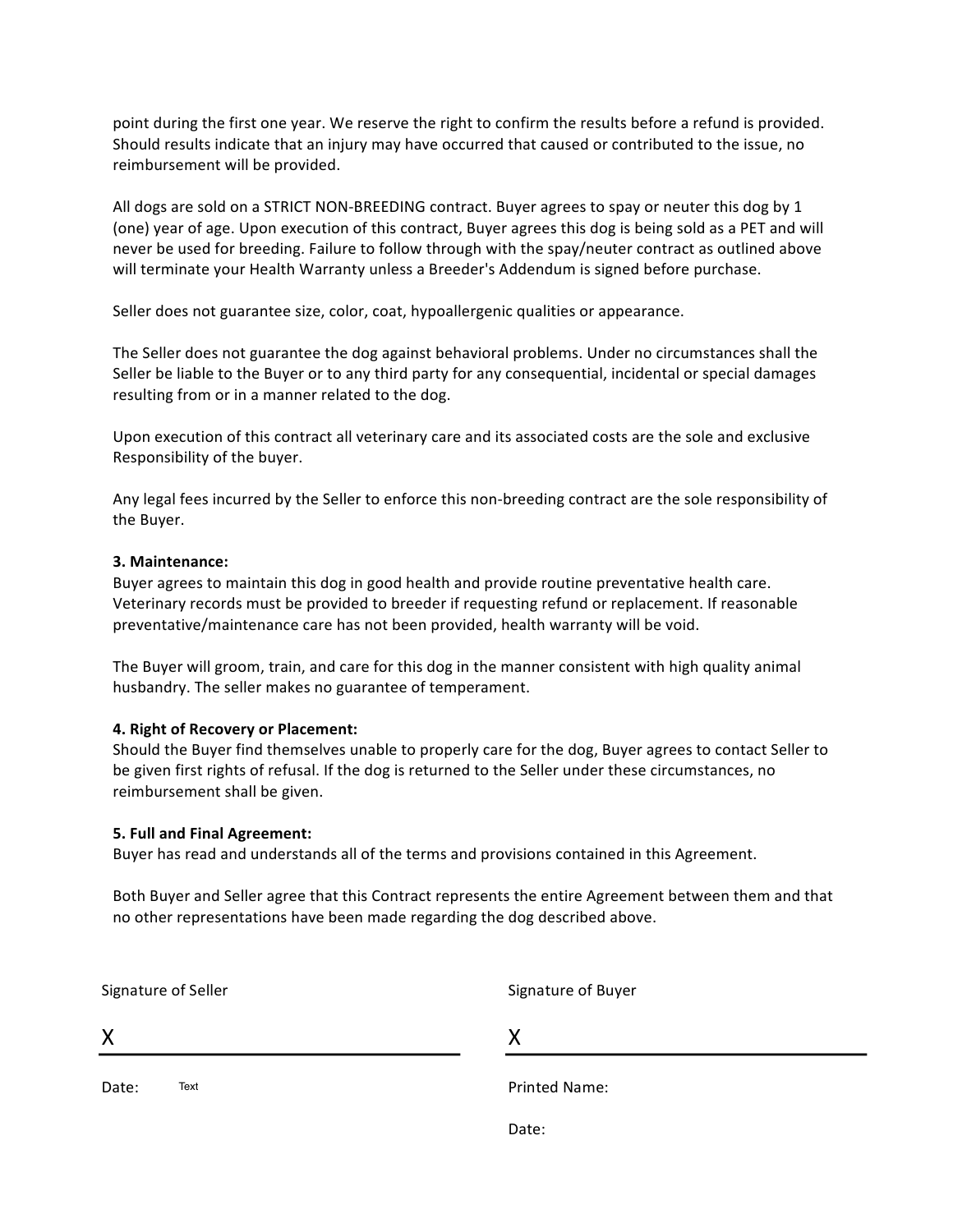point during the first one year. We reserve the right to confirm the results before a refund is provided. Should results indicate that an injury may have occurred that caused or contributed to the issue, no reimbursement will be provided.

All dogs are sold on a STRICT NON-BREEDING contract. Buyer agrees to spay or neuter this dog by 1 (one) year of age. Upon execution of this contract, Buyer agrees this dog is being sold as a PET and will never be used for breeding. Failure to follow through with the spay/neuter contract as outlined above will terminate your Health Warranty unless a Breeder's Addendum is signed before purchase.

Seller does not guarantee size, color, coat, hypoallergenic qualities or appearance.

The Seller does not guarantee the dog against behavioral problems. Under no circumstances shall the Seller be liable to the Buyer or to any third party for any consequential, incidental or special damages resulting from or in a manner related to the dog.

Upon execution of this contract all veterinary care and its associated costs are the sole and exclusive Responsibility of the buyer.

Any legal fees incurred by the Seller to enforce this non-breeding contract are the sole responsibility of the Buyer.

**3. Maintenance:**
Buyer agrees to maintain this dog in good health and provide routine preventative health care. Veterinary records must be provided to breeder if requesting refund or replacement. If reasonable preventative/maintenance care has not been provided, health warranty will be void.

The Buyer will groom, train, and care for this dog in the manner consistent with high quality animal husbandry. The seller makes no guarantee of temperament.

**4. Right of Recovery or Placement:**
Should the Buyer find themselves unable to properly care for the dog, Buyer agrees to contact Seller to be given first rights of refusal. If the dog is returned to the Seller under these circumstances, no reimbursement shall be given.

**5. Full and Final Agreement:**
Buyer has read and understands all of the terms and provisions contained in this Agreement.

Both Buyer and Seller agree that this Contract represents the entire Agreement between them and that no other representations have been made regarding the dog described above.

Signature of Seller

X ______________________________

Date: Text

Signature of Buyer

X ______________________________

Printed Name:

Date: